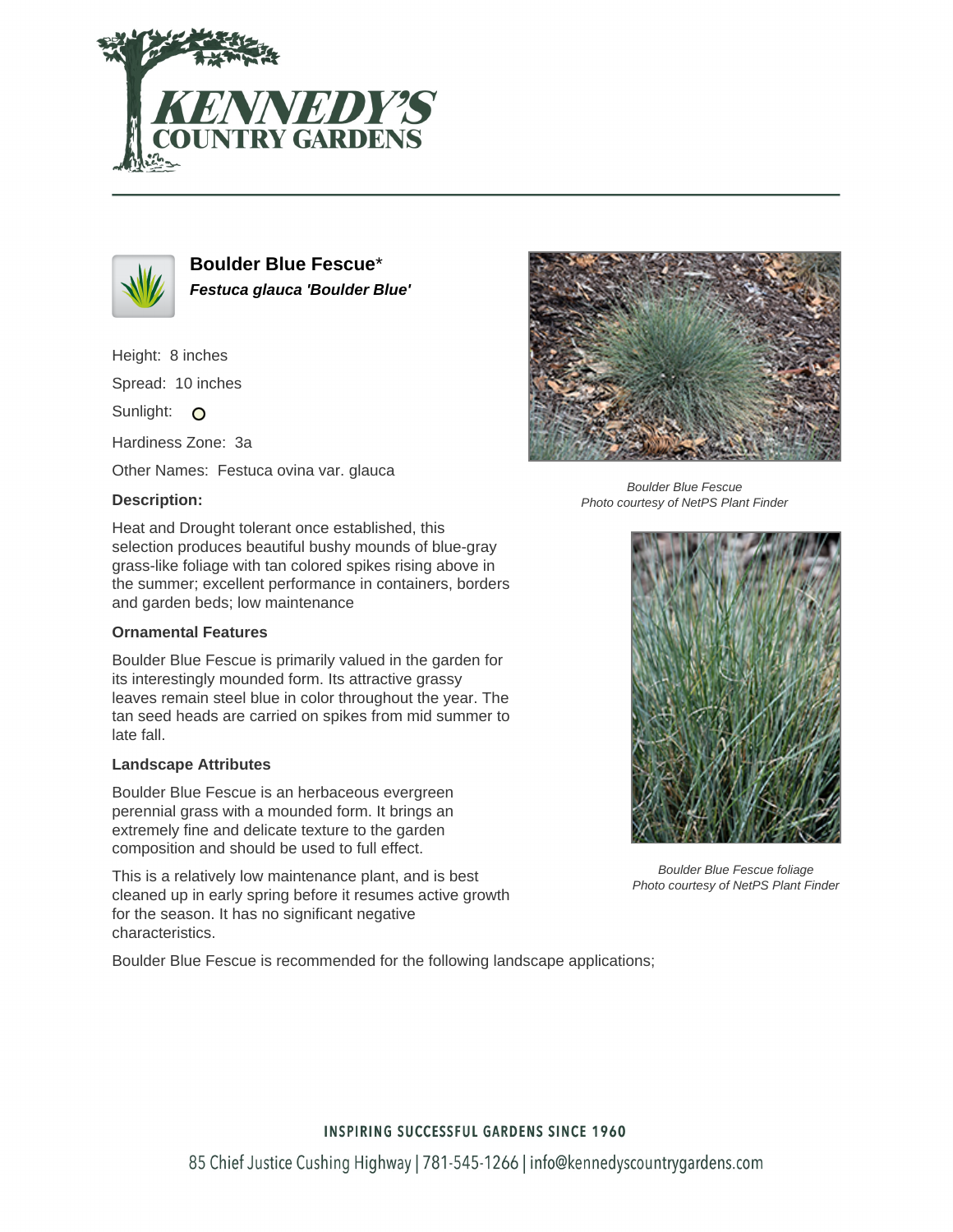# Boulder Blue Fescue*

***Festuca glauca 'Boulder Blue'***

Height: 8 inches

Spread: 10 inches

Sunlight: ○

Hardiness Zone: 3a

Other Names: Festuca ovina var. glauca

### Description:

Heat and Drought tolerant once established, this selection produces beautiful bushy mounds of blue-gray grass-like foliage with tan colored spikes rising above in the summer; excellent performance in containers, borders and garden beds; low maintenance

*Boulder Blue Fescue*
*Photo courtesy of NetPS Plant Finder*

### Ornamental Features

Boulder Blue Fescue is primarily valued in the garden for its interestingly mounded form. Its attractive grassy leaves remain steel blue in color throughout the year. The tan seed heads are carried on spikes from mid summer to late fall.

*Boulder Blue Fescue foliage*
*Photo courtesy of NetPS Plant Finder*

### Landscape Attributes

Boulder Blue Fescue is an herbaceous evergreen perennial grass with a mounded form. It brings an extremely fine and delicate texture to the garden composition and should be used to full effect.

This is a relatively low maintenance plant, and is best cleaned up in early spring before it resumes active growth for the season. It has no significant negative characteristics.

Boulder Blue Fescue is recommended for the following landscape applications;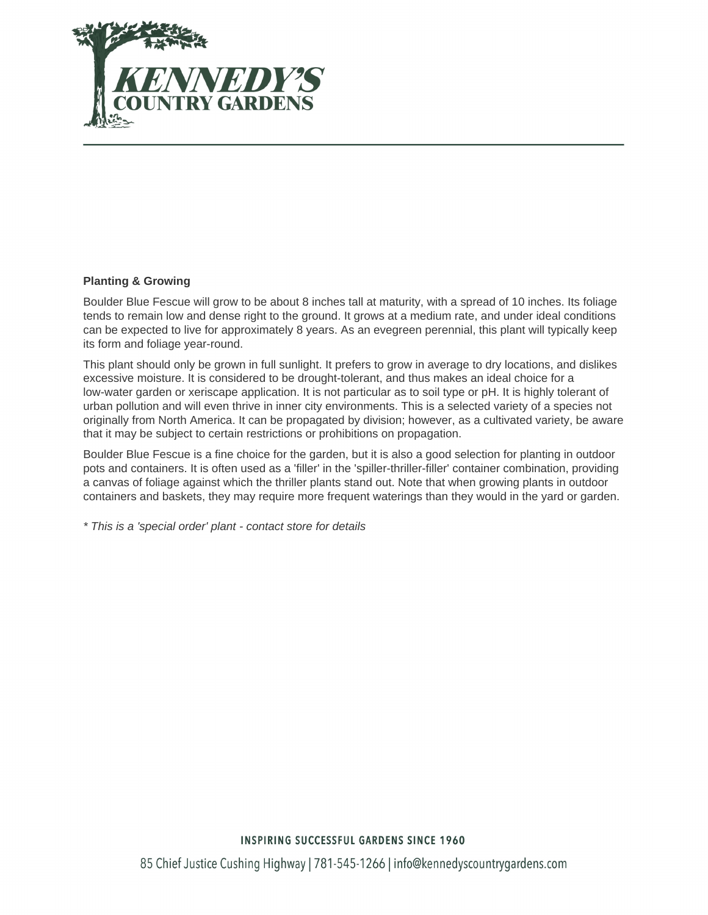**Planting & Growing**

Boulder Blue Fescue will grow to be about 8 inches tall at maturity, with a spread of 10 inches. Its foliage tends to remain low and dense right to the ground. It grows at a medium rate, and under ideal conditions can be expected to live for approximately 8 years. As an evegreen perennial, this plant will typically keep its form and foliage year-round.

This plant should only be grown in full sunlight. It prefers to grow in average to dry locations, and dislikes excessive moisture. It is considered to be drought-tolerant, and thus makes an ideal choice for a low-water garden or xeriscape application. It is not particular as to soil type or pH. It is highly tolerant of urban pollution and will even thrive in inner city environments. This is a selected variety of a species not originally from North America. It can be propagated by division; however, as a cultivated variety, be aware that it may be subject to certain restrictions or prohibitions on propagation.

Boulder Blue Fescue is a fine choice for the garden, but it is also a good selection for planting in outdoor pots and containers. It is often used as a 'filler' in the 'spiller-thriller-filler' container combination, providing a canvas of foliage against which the thriller plants stand out. Note that when growing plants in outdoor containers and baskets, they may require more frequent waterings than they would in the yard or garden.

*\* This is a 'special order' plant - contact store for details*